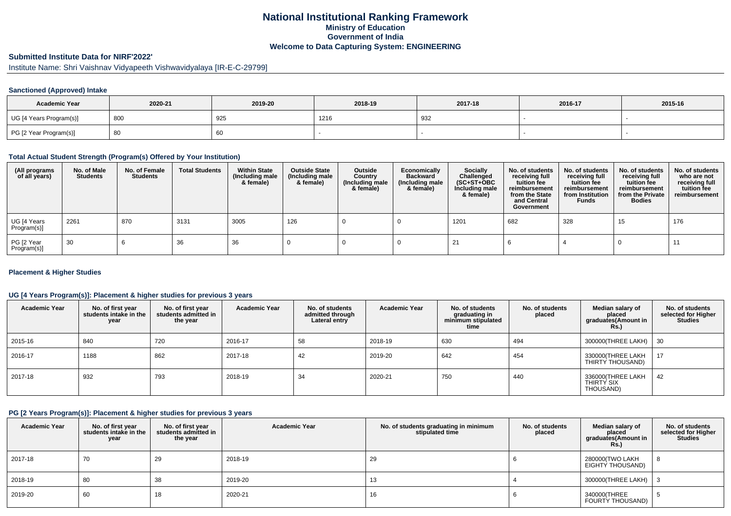# National Institutional Ranking Framework
## Ministry of Education
## Government of India
## Welcome to Data Capturing System: ENGINEERING

### Submitted Institute Data for NIRF'2022'

Institute Name: Shri Vaishnav Vidyapeeth Vishwavidyalaya [IR-E-C-29799]

#### Sanctioned (Approved) Intake

| Academic Year | 2020-21 | 2019-20 | 2018-19 | 2017-18 | 2016-17 | 2015-16 |
|---|---|---|---|---|---|---|
| UG [4 Years Program(s)] | 800 | 925 | 1216 | 932 | - | - |
| PG [2 Year Program(s)] | 80 | 60 | - | - | - | - |

#### Total Actual Student Strength (Program(s) Offered by Your Institution)

| (All programs of all years) | No. of Male Students | No. of Female Students | Total Students | Within State (Including male & female) | Outside State (Including male & female) | Outside Country (Including male & female) | Economically Backward (Including male & female) | Socially Challenged (SC+ST+OBC Including male & female) | No. of students receiving full tuition fee reimbursement from the State and Central Government | No. of students receiving full tuition fee reimbursement from Institution Funds | No. of students receiving full tuition fee reimbursement from the Private Bodies | No. of students who are not receiving full tuition fee reimbursement |
|---|---|---|---|---|---|---|---|---|---|---|---|---|
| UG [4 Years Program(s)] | 2261 | 870 | 3131 | 3005 | 126 | 0 | 0 | 1201 | 682 | 328 | 15 | 176 |
| PG [2 Year Program(s)] | 30 | 6 | 36 | 36 | 0 | 0 | 0 | 21 | 6 | 4 | 0 | 11 |

#### Placement & Higher Studies

#### UG [4 Years Program(s)]: Placement & higher studies for previous 3 years

| Academic Year | No. of first year students intake in the year | No. of first year students admitted in the year | Academic Year | No. of students admitted through Lateral entry | Academic Year | No. of students graduating in minimum stipulated time | No. of students placed | Median salary of placed graduates(Amount in Rs.) | No. of students selected for Higher Studies |
|---|---|---|---|---|---|---|---|---|---|
| 2015-16 | 840 | 720 | 2016-17 | 58 | 2018-19 | 630 | 494 | 300000(THREE LAKH) | 30 |
| 2016-17 | 1188 | 862 | 2017-18 | 42 | 2019-20 | 642 | 454 | 330000(THREE LAKH THIRTY THOUSAND) | 17 |
| 2017-18 | 932 | 793 | 2018-19 | 34 | 2020-21 | 750 | 440 | 336000(THREE LAKH THIRTY SIX THOUSAND) | 42 |

#### PG [2 Years Program(s)]: Placement & higher studies for previous 3 years

| Academic Year | No. of first year students intake in the year | No. of first year students admitted in the year | Academic Year | No. of students graduating in minimum stipulated time | No. of students placed | Median salary of placed graduates(Amount in Rs.) | No. of students selected for Higher Studies |
|---|---|---|---|---|---|---|---|
| 2017-18 | 70 | 29 | 2018-19 | 29 | 6 | 280000(TWO LAKH EIGHTY THOUSAND) | 8 |
| 2018-19 | 80 | 38 | 2019-20 | 13 | 4 | 300000(THREE LAKH) | 3 |
| 2019-20 | 60 | 18 | 2020-21 | 16 | 6 | 340000(THREE FOURTY THOUSAND) | 5 |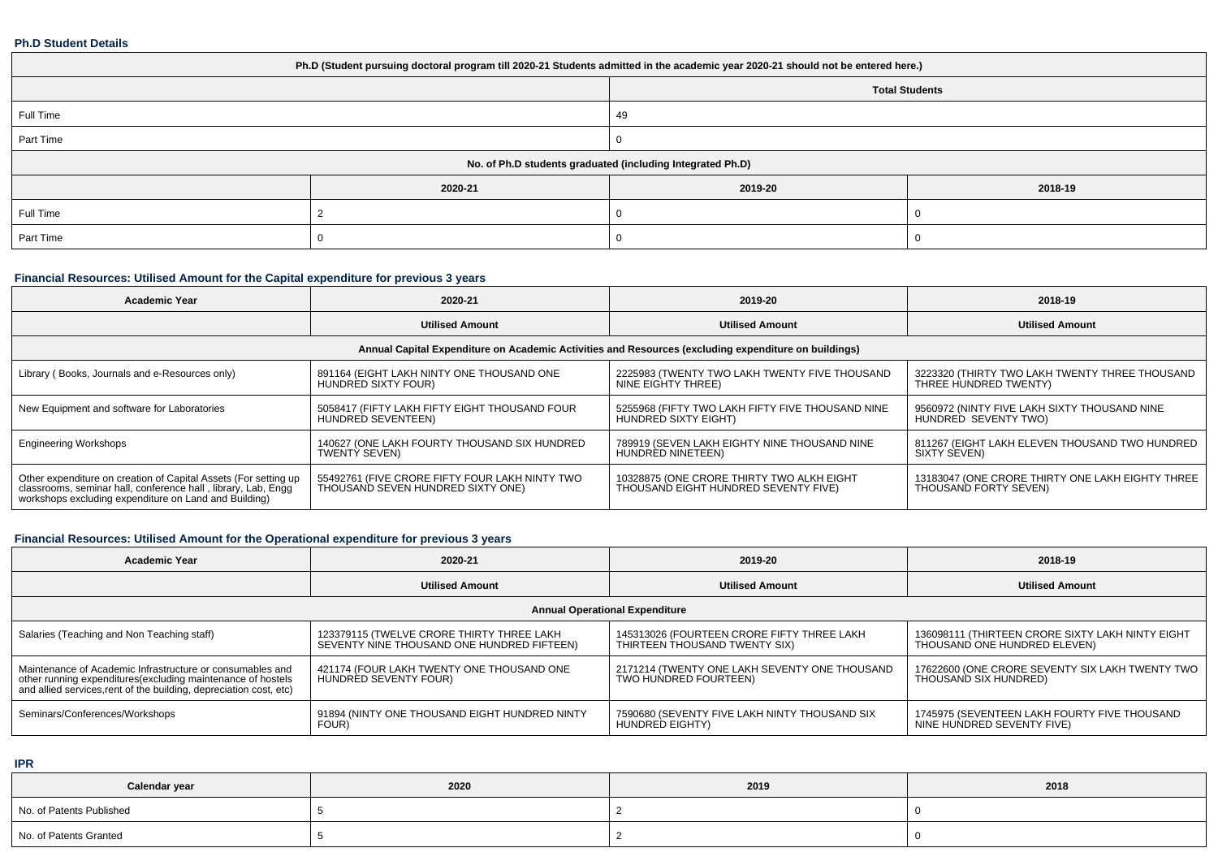### Ph.D Student Details

| Ph.D (Student pursuing doctoral program till 2020-21 Students admitted in the academic year 2020-21 should not be entered here.) | | | |
|---|---|---|---|
| | Total Students | | |
| Full Time | 49 | | |
| Part Time | 0 | | |
| No. of Ph.D students graduated (including Integrated Ph.D) | | | |
| | 2020-21 | 2019-20 | 2018-19 |
| Full Time | 2 | 0 | 0 |
| Part Time | 0 | 0 | 0 |

### Financial Resources: Utilised Amount for the Capital expenditure for previous 3 years

| Academic Year | 2020-21 | 2019-20 | 2018-19 |
|---|---|---|---|
| | Utilised Amount | Utilised Amount | Utilised Amount |
| Annual Capital Expenditure on Academic Activities and Resources (excluding expenditure on buildings) | | | |
| Library ( Books, Journals and e-Resources only) | 891164 (EIGHT LAKH NINTY ONE THOUSAND ONE HUNDRED SIXTY FOUR) | 2225983 (TWENTY TWO LAKH TWENTY FIVE THOUSAND NINE EIGHTY THREE) | 3223320 (THIRTY TWO LAKH TWENTY THREE THOUSAND THREE HUNDRED TWENTY) |
| New Equipment and software for Laboratories | 5058417 (FIFTY LAKH FIFTY EIGHT THOUSAND FOUR HUNDRED SEVENTEEN) | 5255968 (FIFTY TWO LAKH FIFTY FIVE THOUSAND NINE HUNDRED SIXTY EIGHT) | 9560972 (NINTY FIVE LAKH SIXTY THOUSAND NINE HUNDRED SEVENTY TWO) |
| Engineering Workshops | 140627 (ONE LAKH FOURTY THOUSAND SIX HUNDRED TWENTY SEVEN) | 789919 (SEVEN LAKH EIGHTY NINE THOUSAND NINE HUNDRED NINETEEN) | 811267 (EIGHT LAKH ELEVEN THOUSAND TWO HUNDRED SIXTY SEVEN) |
| Other expenditure on creation of Capital Assets (For setting up classrooms, seminar hall, conference hall , library, Lab, Engg workshops excluding expenditure on Land and Building) | 55492761 (FIVE CRORE FIFTY FOUR LAKH NINTY TWO THOUSAND SEVEN HUNDRED SIXTY ONE) | 10328875 (ONE CRORE THIRTY TWO ALKH EIGHT THOUSAND EIGHT HUNDRED SEVENTY FIVE) | 13183047 (ONE CRORE THIRTY ONE LAKH EIGHTY THREE THOUSAND FORTY SEVEN) |

### Financial Resources: Utilised Amount for the Operational expenditure for previous 3 years

| Academic Year | 2020-21 | 2019-20 | 2018-19 |
|---|---|---|---|
| | Utilised Amount | Utilised Amount | Utilised Amount |
| Annual Operational Expenditure | | | |
| Salaries (Teaching and Non Teaching staff) | 123379115 (TWELVE CRORE THIRTY THREE LAKH SEVENTY NINE THOUSAND ONE HUNDRED FIFTEEN) | 145313026 (FOURTEEN CRORE FIFTY THREE LAKH THIRTEEN THOUSAND TWENTY SIX) | 136098111 (THIRTEEN CRORE SIXTY LAKH NINTY EIGHT THOUSAND ONE HUNDRED ELEVEN) |
| Maintenance of Academic Infrastructure or consumables and other running expenditures(excluding maintenance of hostels and allied services,rent of the building, depreciation cost, etc) | 421174 (FOUR LAKH TWENTY ONE THOUSAND ONE HUNDRED SEVENTY FOUR) | 2171214 (TWENTY ONE LAKH SEVENTY ONE THOUSAND TWO HUNDRED FOURTEEN) | 17622600 (ONE CRORE SEVENTY SIX LAKH TWENTY TWO THOUSAND SIX HUNDRED) |
| Seminars/Conferences/Workshops | 91894 (NINTY ONE THOUSAND EIGHT HUNDRED NINTY FOUR) | 7590680 (SEVENTY FIVE LAKH NINTY THOUSAND SIX HUNDRED EIGHTY) | 1745975 (SEVENTEEN LAKH FOURTY FIVE THOUSAND NINE HUNDRED SEVENTY FIVE) |

### IPR

| Calendar year | 2020 | 2019 | 2018 |
|---|---|---|---|
| No. of Patents Published | 5 | 2 | 0 |
| No. of Patents Granted | 5 | 2 | 0 |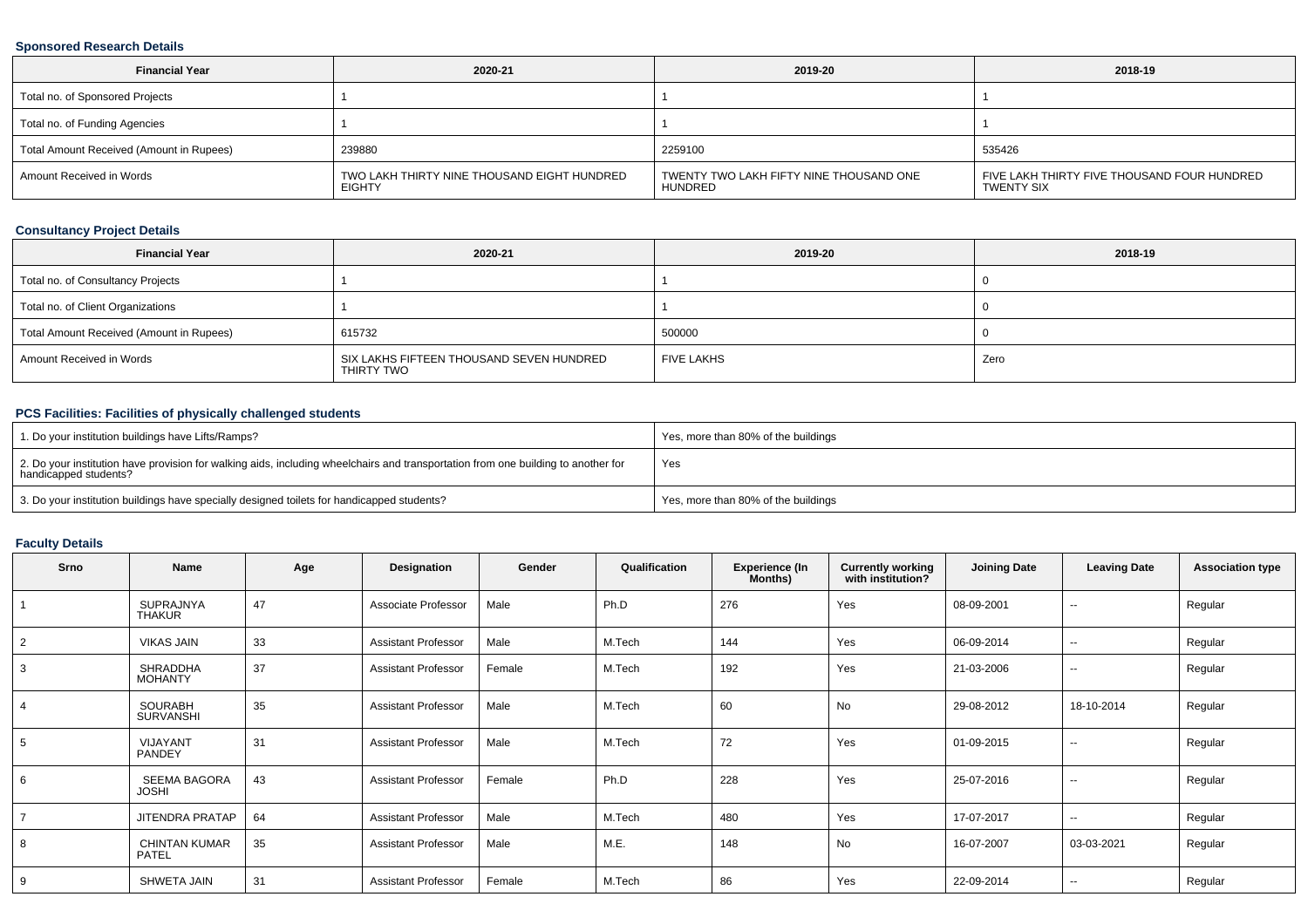### Sponsored Research Details

| Financial Year | 2020-21 | 2019-20 | 2018-19 |
|---|---|---|---|
| Total no. of Sponsored Projects | 1 | 1 | 1 |
| Total no. of Funding Agencies | 1 | 1 | 1 |
| Total Amount Received (Amount in Rupees) | 239880 | 2259100 | 535426 |
| Amount Received in Words | TWO LAKH THIRTY NINE THOUSAND EIGHT HUNDRED EIGHTY | TWENTY TWO LAKH FIFTY NINE THOUSAND ONE HUNDRED | FIVE LAKH THIRTY FIVE THOUSAND FOUR HUNDRED TWENTY SIX |

### Consultancy Project Details

| Financial Year | 2020-21 | 2019-20 | 2018-19 |
|---|---|---|---|
| Total no. of Consultancy Projects | 1 | 1 | 0 |
| Total no. of Client Organizations | 1 | 1 | 0 |
| Total Amount Received (Amount in Rupees) | 615732 | 500000 | 0 |
| Amount Received in Words | SIX LAKHS FIFTEEN THOUSAND SEVEN HUNDRED THIRTY TWO | FIVE LAKHS | Zero |

### PCS Facilities: Facilities of physically challenged students

| | |
|---|---|
| 1. Do your institution buildings have Lifts/Ramps? | Yes, more than 80% of the buildings |
| 2. Do your institution have provision for walking aids, including wheelchairs and transportation from one building to another for handicapped students? | Yes |
| 3. Do your institution buildings have specially designed toilets for handicapped students? | Yes, more than 80% of the buildings |

### Faculty Details

| Srno | Name | Age | Designation | Gender | Qualification | Experience (In Months) | Currently working with institution? | Joining Date | Leaving Date | Association type |
|---|---|---|---|---|---|---|---|---|---|---|
| 1 | SUPRAJNYA THAKUR | 47 | Associate Professor | Male | Ph.D | 276 | Yes | 08-09-2001 | -- | Regular |
| 2 | VIKAS JAIN | 33 | Assistant Professor | Male | M.Tech | 144 | Yes | 06-09-2014 | -- | Regular |
| 3 | SHRADDHA MOHANTY | 37 | Assistant Professor | Female | M.Tech | 192 | Yes | 21-03-2006 | -- | Regular |
| 4 | SOURABH SURVANSHI | 35 | Assistant Professor | Male | M.Tech | 60 | No | 29-08-2012 | 18-10-2014 | Regular |
| 5 | VIJAYANT PANDEY | 31 | Assistant Professor | Male | M.Tech | 72 | Yes | 01-09-2015 | -- | Regular |
| 6 | SEEMA BAGORA JOSHI | 43 | Assistant Professor | Female | Ph.D | 228 | Yes | 25-07-2016 | -- | Regular |
| 7 | JITENDRA PRATAP | 64 | Assistant Professor | Male | M.Tech | 480 | Yes | 17-07-2017 | -- | Regular |
| 8 | CHINTAN KUMAR PATEL | 35 | Assistant Professor | Male | M.E. | 148 | No | 16-07-2007 | 03-03-2021 | Regular |
| 9 | SHWETA JAIN | 31 | Assistant Professor | Female | M.Tech | 86 | Yes | 22-09-2014 | -- | Regular |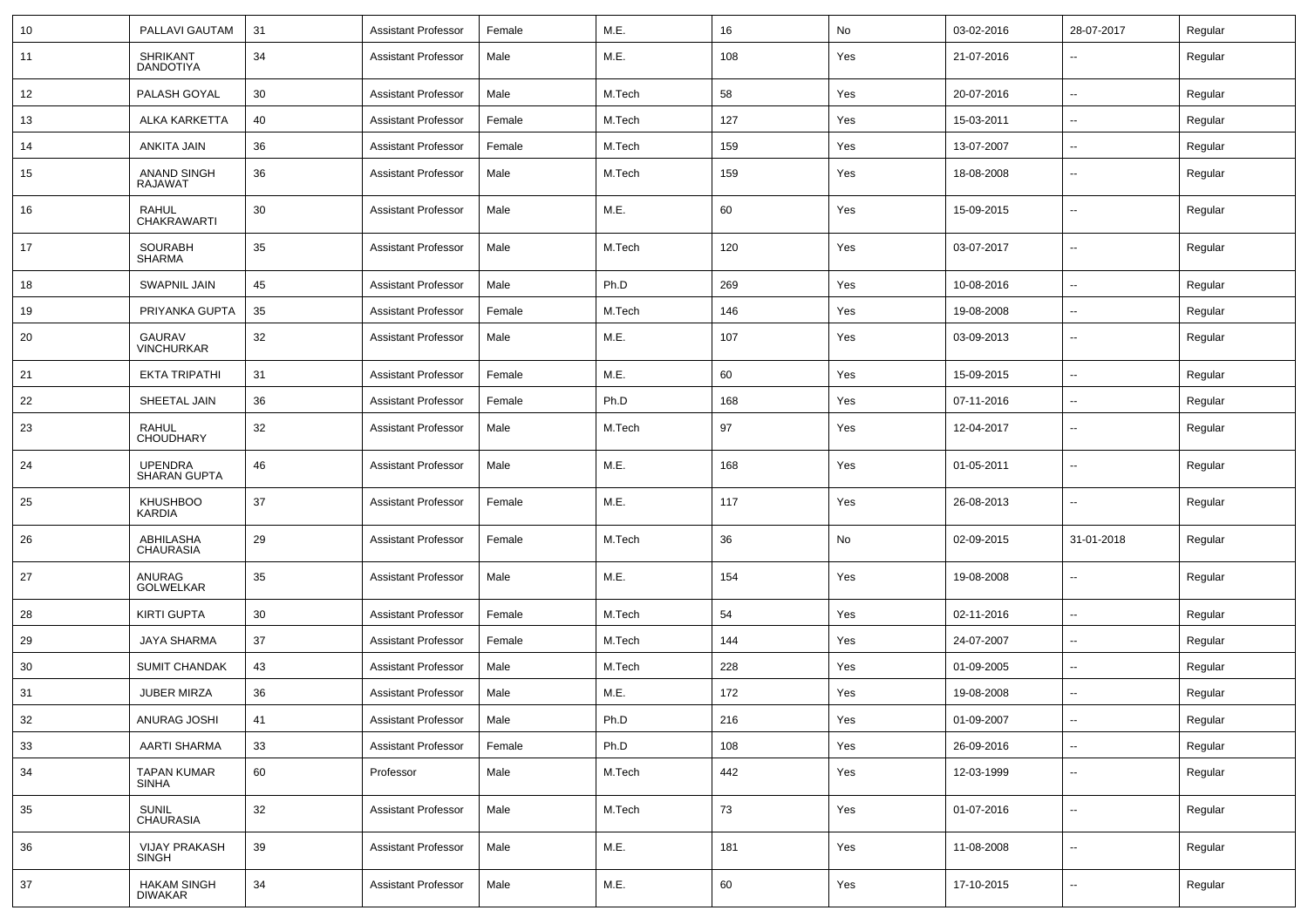| 10 | PALLAVI GAUTAM | 31 | Assistant Professor | Female | M.E. | 16 | No | 03-02-2016 | 28-07-2017 | Regular |
|---|---|---|---|---|---|---|---|---|---|---|
| 11 | SHRIKANT DANDOTIYA | 34 | Assistant Professor | Male | M.E. | 108 | Yes | 21-07-2016 | -- | Regular |
| 12 | PALASH GOYAL | 30 | Assistant Professor | Male | M.Tech | 58 | Yes | 20-07-2016 | -- | Regular |
| 13 | ALKA KARKETTA | 40 | Assistant Professor | Female | M.Tech | 127 | Yes | 15-03-2011 | -- | Regular |
| 14 | ANKITA JAIN | 36 | Assistant Professor | Female | M.Tech | 159 | Yes | 13-07-2007 | -- | Regular |
| 15 | ANAND SINGH RAJAWAT | 36 | Assistant Professor | Male | M.Tech | 159 | Yes | 18-08-2008 | -- | Regular |
| 16 | RAHUL CHAKRAWARTI | 30 | Assistant Professor | Male | M.E. | 60 | Yes | 15-09-2015 | -- | Regular |
| 17 | SOURABH SHARMA | 35 | Assistant Professor | Male | M.Tech | 120 | Yes | 03-07-2017 | -- | Regular |
| 18 | SWAPNIL JAIN | 45 | Assistant Professor | Male | Ph.D | 269 | Yes | 10-08-2016 | -- | Regular |
| 19 | PRIYANKA GUPTA | 35 | Assistant Professor | Female | M.Tech | 146 | Yes | 19-08-2008 | -- | Regular |
| 20 | GAURAV VINCHURKAR | 32 | Assistant Professor | Male | M.E. | 107 | Yes | 03-09-2013 | -- | Regular |
| 21 | EKTA TRIPATHI | 31 | Assistant Professor | Female | M.E. | 60 | Yes | 15-09-2015 | -- | Regular |
| 22 | SHEETAL JAIN | 36 | Assistant Professor | Female | Ph.D | 168 | Yes | 07-11-2016 | -- | Regular |
| 23 | RAHUL CHOUDHARY | 32 | Assistant Professor | Male | M.Tech | 97 | Yes | 12-04-2017 | -- | Regular |
| 24 | UPENDRA SHARAN GUPTA | 46 | Assistant Professor | Male | M.E. | 168 | Yes | 01-05-2011 | -- | Regular |
| 25 | KHUSHBOO KARDIA | 37 | Assistant Professor | Female | M.E. | 117 | Yes | 26-08-2013 | -- | Regular |
| 26 | ABHILASHA CHAURASIA | 29 | Assistant Professor | Female | M.Tech | 36 | No | 02-09-2015 | 31-01-2018 | Regular |
| 27 | ANURAG GOLWELKAR | 35 | Assistant Professor | Male | M.E. | 154 | Yes | 19-08-2008 | -- | Regular |
| 28 | KIRTI GUPTA | 30 | Assistant Professor | Female | M.Tech | 54 | Yes | 02-11-2016 | -- | Regular |
| 29 | JAYA SHARMA | 37 | Assistant Professor | Female | M.Tech | 144 | Yes | 24-07-2007 | -- | Regular |
| 30 | SUMIT CHANDAK | 43 | Assistant Professor | Male | M.Tech | 228 | Yes | 01-09-2005 | -- | Regular |
| 31 | JUBER MIRZA | 36 | Assistant Professor | Male | M.E. | 172 | Yes | 19-08-2008 | -- | Regular |
| 32 | ANURAG JOSHI | 41 | Assistant Professor | Male | Ph.D | 216 | Yes | 01-09-2007 | -- | Regular |
| 33 | AARTI SHARMA | 33 | Assistant Professor | Female | Ph.D | 108 | Yes | 26-09-2016 | -- | Regular |
| 34 | TAPAN KUMAR SINHA | 60 | Professor | Male | M.Tech | 442 | Yes | 12-03-1999 | -- | Regular |
| 35 | SUNIL CHAURASIA | 32 | Assistant Professor | Male | M.Tech | 73 | Yes | 01-07-2016 | -- | Regular |
| 36 | VIJAY PRAKASH SINGH | 39 | Assistant Professor | Male | M.E. | 181 | Yes | 11-08-2008 | -- | Regular |
| 37 | HAKAM SINGH DIWAKAR | 34 | Assistant Professor | Male | M.E. | 60 | Yes | 17-10-2015 | -- | Regular |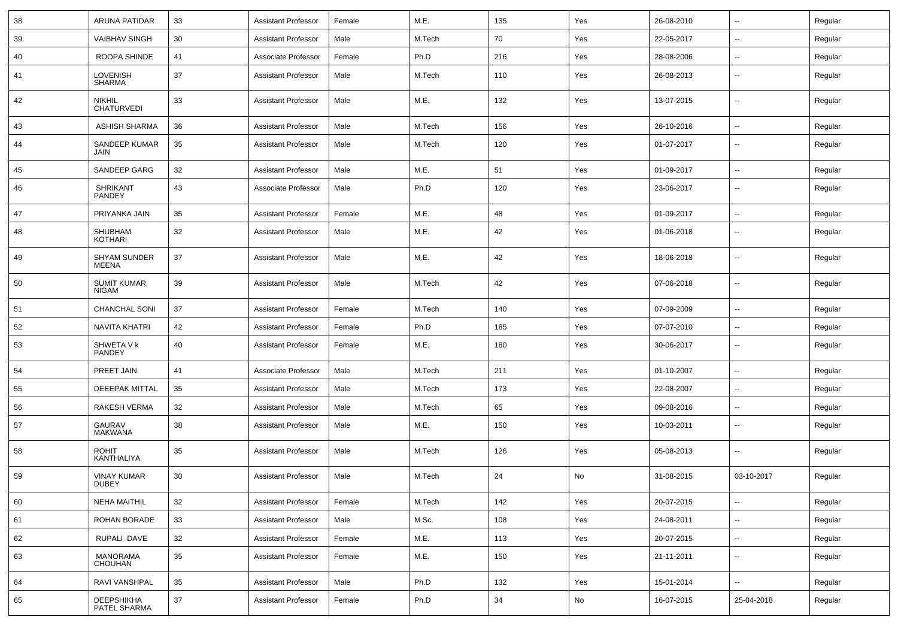| 38 | ARUNA PATIDAR | 33 | Assistant Professor | Female | M.E. | 135 | Yes | 26-08-2010 | -- | Regular |
|---|---|---|---|---|---|---|---|---|---|---|
| 39 | VAIBHAV SINGH | 30 | Assistant Professor | Male | M.Tech | 70 | Yes | 22-05-2017 | -- | Regular |
| 40 | ROOPA SHINDE | 41 | Associate Professor | Female | Ph.D | 216 | Yes | 28-08-2006 | -- | Regular |
| 41 | LOVENISH SHARMA | 37 | Assistant Professor | Male | M.Tech | 110 | Yes | 26-08-2013 | -- | Regular |
| 42 | NIKHIL CHATURVEDI | 33 | Assistant Professor | Male | M.E. | 132 | Yes | 13-07-2015 | -- | Regular |
| 43 | ASHISH SHARMA | 36 | Assistant Professor | Male | M.Tech | 156 | Yes | 26-10-2016 | -- | Regular |
| 44 | SANDEEP KUMAR JAIN | 35 | Assistant Professor | Male | M.Tech | 120 | Yes | 01-07-2017 | -- | Regular |
| 45 | SANDEEP GARG | 32 | Assistant Professor | Male | M.E. | 51 | Yes | 01-09-2017 | -- | Regular |
| 46 | SHRIKANT PANDEY | 43 | Associate Professor | Male | Ph.D | 120 | Yes | 23-06-2017 | -- | Regular |
| 47 | PRIYANKA JAIN | 35 | Assistant Professor | Female | M.E. | 48 | Yes | 01-09-2017 | -- | Regular |
| 48 | SHUBHAM KOTHARI | 32 | Assistant Professor | Male | M.E. | 42 | Yes | 01-06-2018 | -- | Regular |
| 49 | SHYAM SUNDER MEENA | 37 | Assistant Professor | Male | M.E. | 42 | Yes | 18-06-2018 | -- | Regular |
| 50 | SUMIT KUMAR NIGAM | 39 | Assistant Professor | Male | M.Tech | 42 | Yes | 07-06-2018 | -- | Regular |
| 51 | CHANCHAL SONI | 37 | Assistant Professor | Female | M.Tech | 140 | Yes | 07-09-2009 | -- | Regular |
| 52 | NAVITA KHATRI | 42 | Assistant Professor | Female | Ph.D | 185 | Yes | 07-07-2010 | -- | Regular |
| 53 | SHWETA V k PANDEY | 40 | Assistant Professor | Female | M.E. | 180 | Yes | 30-06-2017 | -- | Regular |
| 54 | PREET JAIN | 41 | Associate Professor | Male | M.Tech | 211 | Yes | 01-10-2007 | -- | Regular |
| 55 | DEEEPAK MITTAL | 35 | Assistant Professor | Male | M.Tech | 173 | Yes | 22-08-2007 | -- | Regular |
| 56 | RAKESH VERMA | 32 | Assistant Professor | Male | M.Tech | 65 | Yes | 09-08-2016 | -- | Regular |
| 57 | GAURAV MAKWANA | 38 | Assistant Professor | Male | M.E. | 150 | Yes | 10-03-2011 | -- | Regular |
| 58 | ROHIT KANTHALIYA | 35 | Assistant Professor | Male | M.Tech | 126 | Yes | 05-08-2013 | -- | Regular |
| 59 | VINAY KUMAR DUBEY | 30 | Assistant Professor | Male | M.Tech | 24 | No | 31-08-2015 | 03-10-2017 | Regular |
| 60 | NEHA MAITHIL | 32 | Assistant Professor | Female | M.Tech | 142 | Yes | 20-07-2015 | -- | Regular |
| 61 | ROHAN BORADE | 33 | Assistant Professor | Male | M.Sc. | 108 | Yes | 24-08-2011 | -- | Regular |
| 62 | RUPALI DAVE | 32 | Assistant Professor | Female | M.E. | 113 | Yes | 20-07-2015 | -- | Regular |
| 63 | MANORAMA CHOUHAN | 35 | Assistant Professor | Female | M.E. | 150 | Yes | 21-11-2011 | -- | Regular |
| 64 | RAVI VANSHPAL | 35 | Assistant Professor | Male | Ph.D | 132 | Yes | 15-01-2014 | -- | Regular |
| 65 | DEEPSHIKHA PATEL SHARMA | 37 | Assistant Professor | Female | Ph.D | 34 | No | 16-07-2015 | 25-04-2018 | Regular |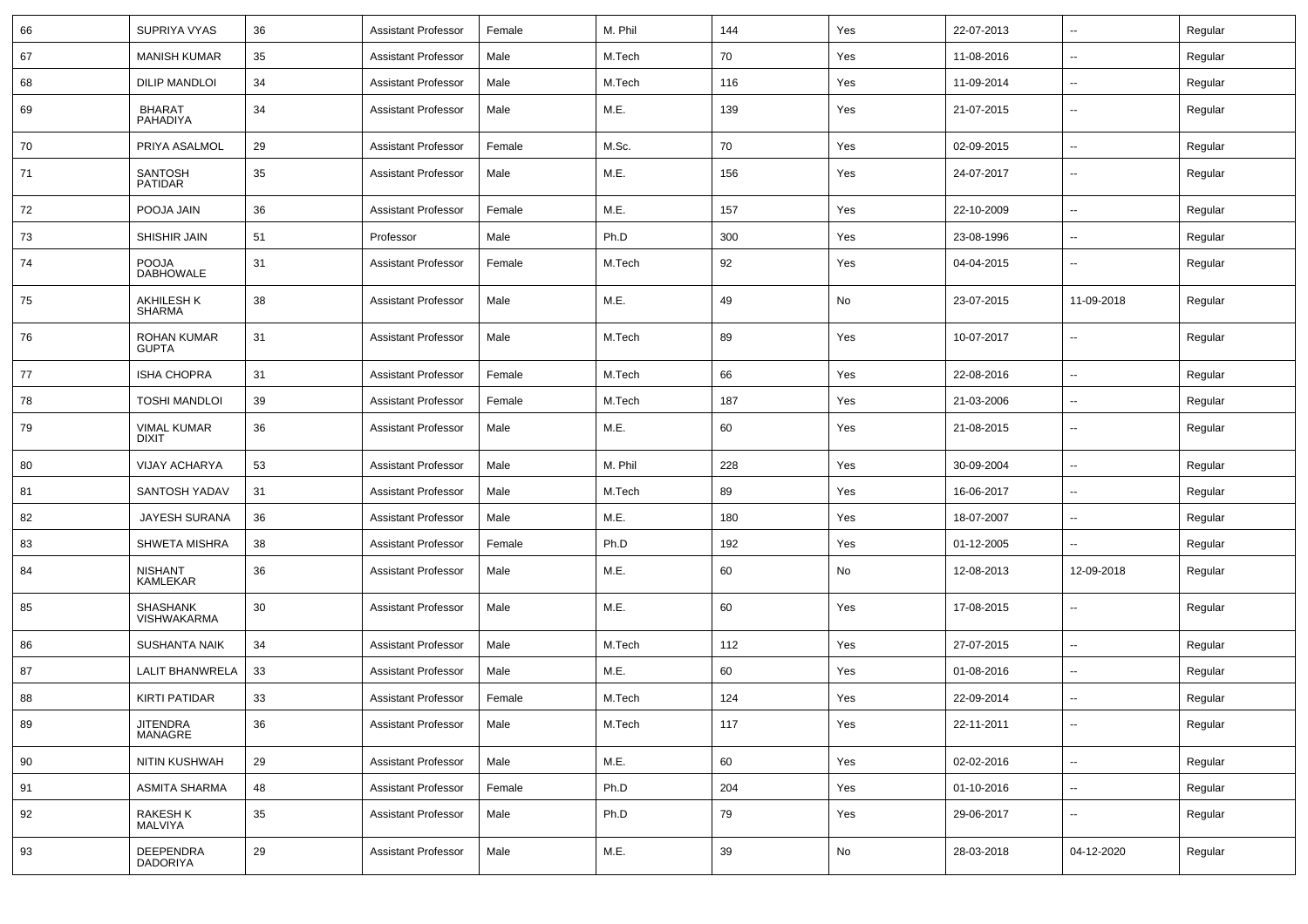| 66 | SUPRIYA VYAS | 36 | Assistant Professor | Female | M. Phil | 144 | Yes | 22-07-2013 | -- | Regular |
|---|---|---|---|---|---|---|---|---|---|---|
| 67 | MANISH KUMAR | 35 | Assistant Professor | Male | M.Tech | 70 | Yes | 11-08-2016 | -- | Regular |
| 68 | DILIP MANDLOI | 34 | Assistant Professor | Male | M.Tech | 116 | Yes | 11-09-2014 | -- | Regular |
| 69 | BHARAT PAHADIYA | 34 | Assistant Professor | Male | M.E. | 139 | Yes | 21-07-2015 | -- | Regular |
| 70 | PRIYA ASALMOL | 29 | Assistant Professor | Female | M.Sc. | 70 | Yes | 02-09-2015 | -- | Regular |
| 71 | SANTOSH PATIDAR | 35 | Assistant Professor | Male | M.E. | 156 | Yes | 24-07-2017 | -- | Regular |
| 72 | POOJA JAIN | 36 | Assistant Professor | Female | M.E. | 157 | Yes | 22-10-2009 | -- | Regular |
| 73 | SHISHIR JAIN | 51 | Professor | Male | Ph.D | 300 | Yes | 23-08-1996 | -- | Regular |
| 74 | POOJA DABHOWALE | 31 | Assistant Professor | Female | M.Tech | 92 | Yes | 04-04-2015 | -- | Regular |
| 75 | AKHILESH K SHARMA | 38 | Assistant Professor | Male | M.E. | 49 | No | 23-07-2015 | 11-09-2018 | Regular |
| 76 | ROHAN KUMAR GUPTA | 31 | Assistant Professor | Male | M.Tech | 89 | Yes | 10-07-2017 | -- | Regular |
| 77 | ISHA CHOPRA | 31 | Assistant Professor | Female | M.Tech | 66 | Yes | 22-08-2016 | -- | Regular |
| 78 | TOSHI MANDLOI | 39 | Assistant Professor | Female | M.Tech | 187 | Yes | 21-03-2006 | -- | Regular |
| 79 | VIMAL KUMAR DIXIT | 36 | Assistant Professor | Male | M.E. | 60 | Yes | 21-08-2015 | -- | Regular |
| 80 | VIJAY ACHARYA | 53 | Assistant Professor | Male | M. Phil | 228 | Yes | 30-09-2004 | -- | Regular |
| 81 | SANTOSH YADAV | 31 | Assistant Professor | Male | M.Tech | 89 | Yes | 16-06-2017 | -- | Regular |
| 82 | JAYESH SURANA | 36 | Assistant Professor | Male | M.E. | 180 | Yes | 18-07-2007 | -- | Regular |
| 83 | SHWETA MISHRA | 38 | Assistant Professor | Female | Ph.D | 192 | Yes | 01-12-2005 | -- | Regular |
| 84 | NISHANT KAMLEKAR | 36 | Assistant Professor | Male | M.E. | 60 | No | 12-08-2013 | 12-09-2018 | Regular |
| 85 | SHASHANK VISHWAKARMA | 30 | Assistant Professor | Male | M.E. | 60 | Yes | 17-08-2015 | -- | Regular |
| 86 | SUSHANTA NAIK | 34 | Assistant Professor | Male | M.Tech | 112 | Yes | 27-07-2015 | -- | Regular |
| 87 | LALIT BHANWRELA | 33 | Assistant Professor | Male | M.E. | 60 | Yes | 01-08-2016 | -- | Regular |
| 88 | KIRTI PATIDAR | 33 | Assistant Professor | Female | M.Tech | 124 | Yes | 22-09-2014 | -- | Regular |
| 89 | JITENDRA MANAGRE | 36 | Assistant Professor | Male | M.Tech | 117 | Yes | 22-11-2011 | -- | Regular |
| 90 | NITIN KUSHWAH | 29 | Assistant Professor | Male | M.E. | 60 | Yes | 02-02-2016 | -- | Regular |
| 91 | ASMITA SHARMA | 48 | Assistant Professor | Female | Ph.D | 204 | Yes | 01-10-2016 | -- | Regular |
| 92 | RAKESH K MALVIYA | 35 | Assistant Professor | Male | Ph.D | 79 | Yes | 29-06-2017 | -- | Regular |
| 93 | DEEPENDRA DADORIYA | 29 | Assistant Professor | Male | M.E. | 39 | No | 28-03-2018 | 04-12-2020 | Regular |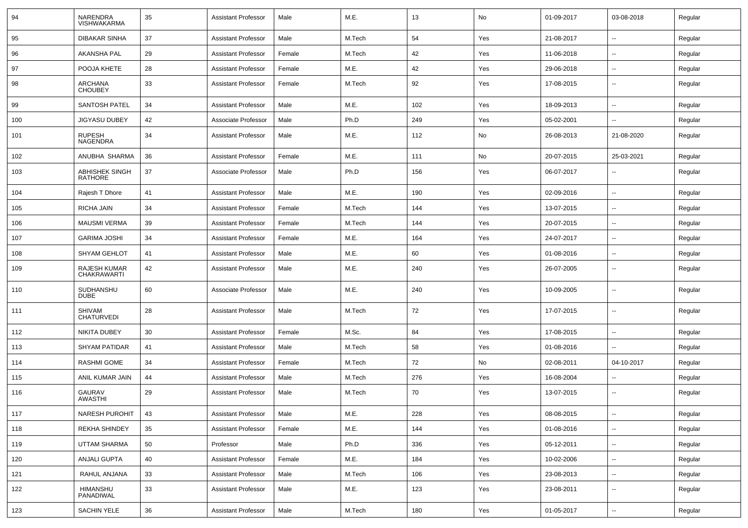| 94 | NARENDRA VISHWAKARMA | 35 | Assistant Professor | Male | M.E. | 13 | No | 01-09-2017 | 03-08-2018 | Regular |
|---|---|---|---|---|---|---|---|---|---|---|
| 95 | DIBAKAR SINHA | 37 | Assistant Professor | Male | M.Tech | 54 | Yes | 21-08-2017 | -- | Regular |
| 96 | AKANSHA PAL | 29 | Assistant Professor | Female | M.Tech | 42 | Yes | 11-06-2018 | -- | Regular |
| 97 | POOJA KHETE | 28 | Assistant Professor | Female | M.E. | 42 | Yes | 29-06-2018 | -- | Regular |
| 98 | ARCHANA CHOUBEY | 33 | Assistant Professor | Female | M.Tech | 92 | Yes | 17-08-2015 | -- | Regular |
| 99 | SANTOSH PATEL | 34 | Assistant Professor | Male | M.E. | 102 | Yes | 18-09-2013 | -- | Regular |
| 100 | JIGYASU DUBEY | 42 | Associate Professor | Male | Ph.D | 249 | Yes | 05-02-2001 | -- | Regular |
| 101 | RUPESH NAGENDRA | 34 | Assistant Professor | Male | M.E. | 112 | No | 26-08-2013 | 21-08-2020 | Regular |
| 102 | ANUBHA SHARMA | 36 | Assistant Professor | Female | M.E. | 111 | No | 20-07-2015 | 25-03-2021 | Regular |
| 103 | ABHISHEK SINGH RATHORE | 37 | Associate Professor | Male | Ph.D | 156 | Yes | 06-07-2017 | -- | Regular |
| 104 | Rajesh T Dhore | 41 | Assistant Professor | Male | M.E. | 190 | Yes | 02-09-2016 | -- | Regular |
| 105 | RICHA JAIN | 34 | Assistant Professor | Female | M.Tech | 144 | Yes | 13-07-2015 | -- | Regular |
| 106 | MAUSMI VERMA | 39 | Assistant Professor | Female | M.Tech | 144 | Yes | 20-07-2015 | -- | Regular |
| 107 | GARIMA JOSHI | 34 | Assistant Professor | Female | M.E. | 164 | Yes | 24-07-2017 | -- | Regular |
| 108 | SHYAM GEHLOT | 41 | Assistant Professor | Male | M.E. | 60 | Yes | 01-08-2016 | -- | Regular |
| 109 | RAJESH KUMAR CHAKRAWARTI | 42 | Assistant Professor | Male | M.E. | 240 | Yes | 26-07-2005 | -- | Regular |
| 110 | SUDHANSHU DUBE | 60 | Associate Professor | Male | M.E. | 240 | Yes | 10-09-2005 | -- | Regular |
| 111 | SHIVAM CHATURVEDI | 28 | Assistant Professor | Male | M.Tech | 72 | Yes | 17-07-2015 | -- | Regular |
| 112 | NIKITA DUBEY | 30 | Assistant Professor | Female | M.Sc. | 84 | Yes | 17-08-2015 | -- | Regular |
| 113 | SHYAM PATIDAR | 41 | Assistant Professor | Male | M.Tech | 58 | Yes | 01-08-2016 | -- | Regular |
| 114 | RASHMI GOME | 34 | Assistant Professor | Female | M.Tech | 72 | No | 02-08-2011 | 04-10-2017 | Regular |
| 115 | ANIL KUMAR JAIN | 44 | Assistant Professor | Male | M.Tech | 276 | Yes | 16-08-2004 | -- | Regular |
| 116 | GAURAV AWASTHI | 29 | Assistant Professor | Male | M.Tech | 70 | Yes | 13-07-2015 | -- | Regular |
| 117 | NARESH PUROHIT | 43 | Assistant Professor | Male | M.E. | 228 | Yes | 08-08-2015 | -- | Regular |
| 118 | REKHA SHINDEY | 35 | Assistant Professor | Female | M.E. | 144 | Yes | 01-08-2016 | -- | Regular |
| 119 | UTTAM SHARMA | 50 | Professor | Male | Ph.D | 336 | Yes | 05-12-2011 | -- | Regular |
| 120 | ANJALI GUPTA | 40 | Assistant Professor | Female | M.E. | 184 | Yes | 10-02-2006 | -- | Regular |
| 121 | RAHUL ANJANA | 33 | Assistant Professor | Male | M.Tech | 106 | Yes | 23-08-2013 | -- | Regular |
| 122 | HIMANSHU PANADIWAL | 33 | Assistant Professor | Male | M.E. | 123 | Yes | 23-08-2011 | -- | Regular |
| 123 | SACHIN YELE | 36 | Assistant Professor | Male | M.Tech | 180 | Yes | 01-05-2017 | -- | Regular |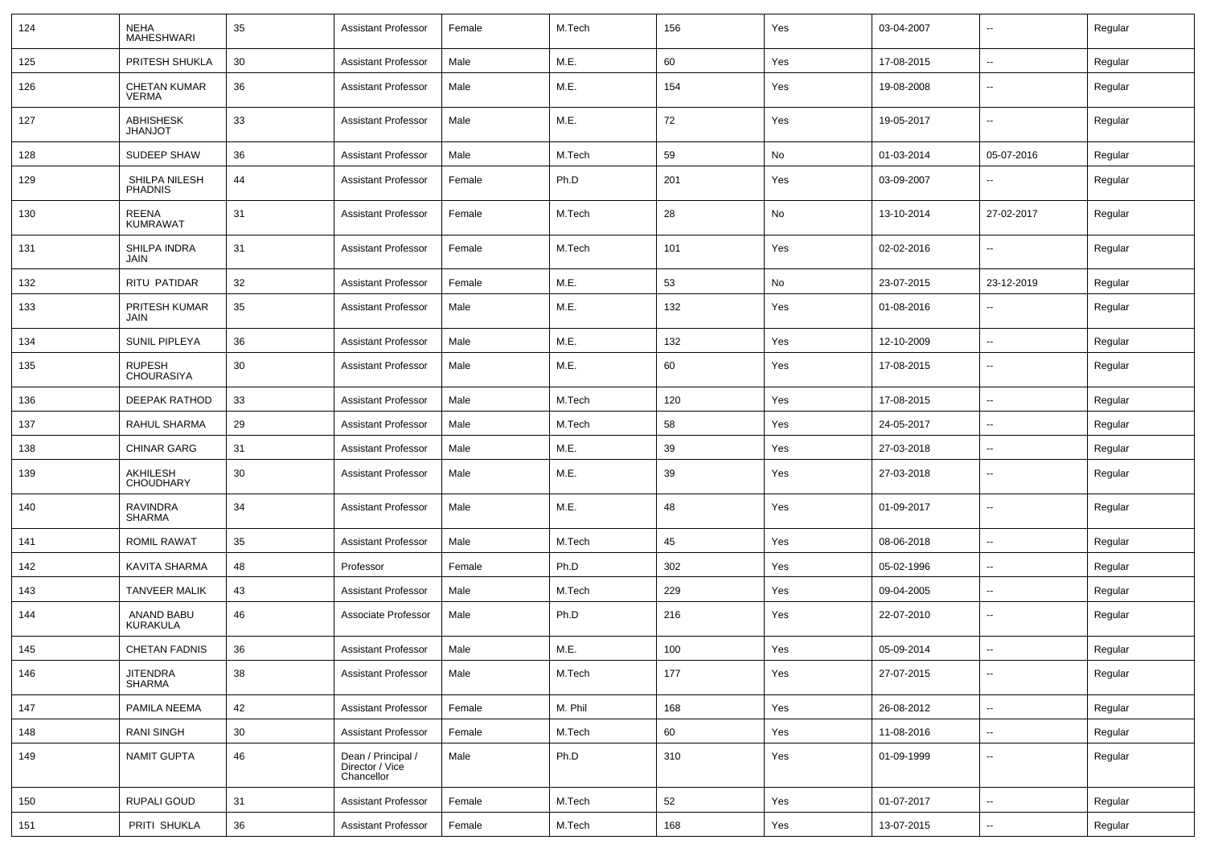| 124 | NEHA MAHESHWARI | 35 | Assistant Professor | Female | M.Tech | 156 | Yes | 03-04-2007 | -- | Regular |
|---|---|---|---|---|---|---|---|---|---|---|
| 125 | PRITESH SHUKLA | 30 | Assistant Professor | Male | M.E. | 60 | Yes | 17-08-2015 | -- | Regular |
| 126 | CHETAN KUMAR VERMA | 36 | Assistant Professor | Male | M.E. | 154 | Yes | 19-08-2008 | -- | Regular |
| 127 | ABHISHESK JHANJOT | 33 | Assistant Professor | Male | M.E. | 72 | Yes | 19-05-2017 | -- | Regular |
| 128 | SUDEEP SHAW | 36 | Assistant Professor | Male | M.Tech | 59 | No | 01-03-2014 | 05-07-2016 | Regular |
| 129 | SHILPA NILESH PHADNIS | 44 | Assistant Professor | Female | Ph.D | 201 | Yes | 03-09-2007 | -- | Regular |
| 130 | REENA KUMRAWAT | 31 | Assistant Professor | Female | M.Tech | 28 | No | 13-10-2014 | 27-02-2017 | Regular |
| 131 | SHILPA INDRA JAIN | 31 | Assistant Professor | Female | M.Tech | 101 | Yes | 02-02-2016 | -- | Regular |
| 132 | RITU PATIDAR | 32 | Assistant Professor | Female | M.E. | 53 | No | 23-07-2015 | 23-12-2019 | Regular |
| 133 | PRITESH KUMAR JAIN | 35 | Assistant Professor | Male | M.E. | 132 | Yes | 01-08-2016 | -- | Regular |
| 134 | SUNIL PIPLEYA | 36 | Assistant Professor | Male | M.E. | 132 | Yes | 12-10-2009 | -- | Regular |
| 135 | RUPESH CHOURASIYA | 30 | Assistant Professor | Male | M.E. | 60 | Yes | 17-08-2015 | -- | Regular |
| 136 | DEEPAK RATHOD | 33 | Assistant Professor | Male | M.Tech | 120 | Yes | 17-08-2015 | -- | Regular |
| 137 | RAHUL SHARMA | 29 | Assistant Professor | Male | M.Tech | 58 | Yes | 24-05-2017 | -- | Regular |
| 138 | CHINAR GARG | 31 | Assistant Professor | Male | M.E. | 39 | Yes | 27-03-2018 | -- | Regular |
| 139 | AKHILESH CHOUDHARY | 30 | Assistant Professor | Male | M.E. | 39 | Yes | 27-03-2018 | -- | Regular |
| 140 | RAVINDRA SHARMA | 34 | Assistant Professor | Male | M.E. | 48 | Yes | 01-09-2017 | -- | Regular |
| 141 | ROMIL RAWAT | 35 | Assistant Professor | Male | M.Tech | 45 | Yes | 08-06-2018 | -- | Regular |
| 142 | KAVITA SHARMA | 48 | Professor | Female | Ph.D | 302 | Yes | 05-02-1996 | -- | Regular |
| 143 | TANVEER MALIK | 43 | Assistant Professor | Male | M.Tech | 229 | Yes | 09-04-2005 | -- | Regular |
| 144 | ANAND BABU KURAKULA | 46 | Associate Professor | Male | Ph.D | 216 | Yes | 22-07-2010 | -- | Regular |
| 145 | CHETAN FADNIS | 36 | Assistant Professor | Male | M.E. | 100 | Yes | 05-09-2014 | -- | Regular |
| 146 | JITENDRA SHARMA | 38 | Assistant Professor | Male | M.Tech | 177 | Yes | 27-07-2015 | -- | Regular |
| 147 | PAMILA NEEMA | 42 | Assistant Professor | Female | M. Phil | 168 | Yes | 26-08-2012 | -- | Regular |
| 148 | RANI SINGH | 30 | Assistant Professor | Female | M.Tech | 60 | Yes | 11-08-2016 | -- | Regular |
| 149 | NAMIT GUPTA | 46 | Dean / Principal / Director / Vice Chancellor | Male | Ph.D | 310 | Yes | 01-09-1999 | -- | Regular |
| 150 | RUPALI GOUD | 31 | Assistant Professor | Female | M.Tech | 52 | Yes | 01-07-2017 | -- | Regular |
| 151 | PRITI SHUKLA | 36 | Assistant Professor | Female | M.Tech | 168 | Yes | 13-07-2015 | -- | Regular |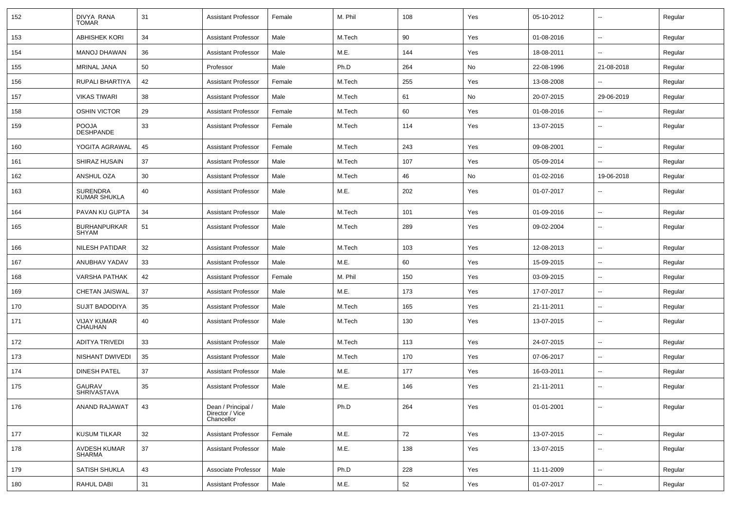| 152 | DIVYA RANA TOMAR | 31 | Assistant Professor | Female | M. Phil | 108 | Yes | 05-10-2012 | -- | Regular |
|---|---|---|---|---|---|---|---|---|---|---|
| 153 | ABHISHEK KORI | 34 | Assistant Professor | Male | M.Tech | 90 | Yes | 01-08-2016 | -- | Regular |
| 154 | MANOJ DHAWAN | 36 | Assistant Professor | Male | M.E. | 144 | Yes | 18-08-2011 | -- | Regular |
| 155 | MRINAL JANA | 50 | Professor | Male | Ph.D | 264 | No | 22-08-1996 | 21-08-2018 | Regular |
| 156 | RUPALI BHARTIYA | 42 | Assistant Professor | Female | M.Tech | 255 | Yes | 13-08-2008 | -- | Regular |
| 157 | VIKAS TIWARI | 38 | Assistant Professor | Male | M.Tech | 61 | No | 20-07-2015 | 29-06-2019 | Regular |
| 158 | OSHIN VICTOR | 29 | Assistant Professor | Female | M.Tech | 60 | Yes | 01-08-2016 | -- | Regular |
| 159 | POOJA DESHPANDE | 33 | Assistant Professor | Female | M.Tech | 114 | Yes | 13-07-2015 | -- | Regular |
| 160 | YOGITA AGRAWAL | 45 | Assistant Professor | Female | M.Tech | 243 | Yes | 09-08-2001 | -- | Regular |
| 161 | SHIRAZ HUSAIN | 37 | Assistant Professor | Male | M.Tech | 107 | Yes | 05-09-2014 | -- | Regular |
| 162 | ANSHUL OZA | 30 | Assistant Professor | Male | M.Tech | 46 | No | 01-02-2016 | 19-06-2018 | Regular |
| 163 | SURENDRA KUMAR SHUKLA | 40 | Assistant Professor | Male | M.E. | 202 | Yes | 01-07-2017 | -- | Regular |
| 164 | PAVAN KU GUPTA | 34 | Assistant Professor | Male | M.Tech | 101 | Yes | 01-09-2016 | -- | Regular |
| 165 | BURHANPURKAR SHYAM | 51 | Assistant Professor | Male | M.Tech | 289 | Yes | 09-02-2004 | -- | Regular |
| 166 | NILESH PATIDAR | 32 | Assistant Professor | Male | M.Tech | 103 | Yes | 12-08-2013 | -- | Regular |
| 167 | ANUBHAV YADAV | 33 | Assistant Professor | Male | M.E. | 60 | Yes | 15-09-2015 | -- | Regular |
| 168 | VARSHA PATHAK | 42 | Assistant Professor | Female | M. Phil | 150 | Yes | 03-09-2015 | -- | Regular |
| 169 | CHETAN JAISWAL | 37 | Assistant Professor | Male | M.E. | 173 | Yes | 17-07-2017 | -- | Regular |
| 170 | SUJIT BADODIYA | 35 | Assistant Professor | Male | M.Tech | 165 | Yes | 21-11-2011 | -- | Regular |
| 171 | VIJAY KUMAR CHAUHAN | 40 | Assistant Professor | Male | M.Tech | 130 | Yes | 13-07-2015 | -- | Regular |
| 172 | ADITYA TRIVEDI | 33 | Assistant Professor | Male | M.Tech | 113 | Yes | 24-07-2015 | -- | Regular |
| 173 | NISHANT DWIVEDI | 35 | Assistant Professor | Male | M.Tech | 170 | Yes | 07-06-2017 | -- | Regular |
| 174 | DINESH PATEL | 37 | Assistant Professor | Male | M.E. | 177 | Yes | 16-03-2011 | -- | Regular |
| 175 | GAURAV SHRIVASTAVA | 35 | Assistant Professor | Male | M.E. | 146 | Yes | 21-11-2011 | -- | Regular |
| 176 | ANAND RAJAWAT | 43 | Dean / Principal / Director / Vice Chancellor | Male | Ph.D | 264 | Yes | 01-01-2001 | -- | Regular |
| 177 | KUSUM TILKAR | 32 | Assistant Professor | Female | M.E. | 72 | Yes | 13-07-2015 | -- | Regular |
| 178 | AVDESH KUMAR SHARMA | 37 | Assistant Professor | Male | M.E. | 138 | Yes | 13-07-2015 | -- | Regular |
| 179 | SATISH SHUKLA | 43 | Associate Professor | Male | Ph.D | 228 | Yes | 11-11-2009 | -- | Regular |
| 180 | RAHUL DABI | 31 | Assistant Professor | Male | M.E. | 52 | Yes | 01-07-2017 | -- | Regular |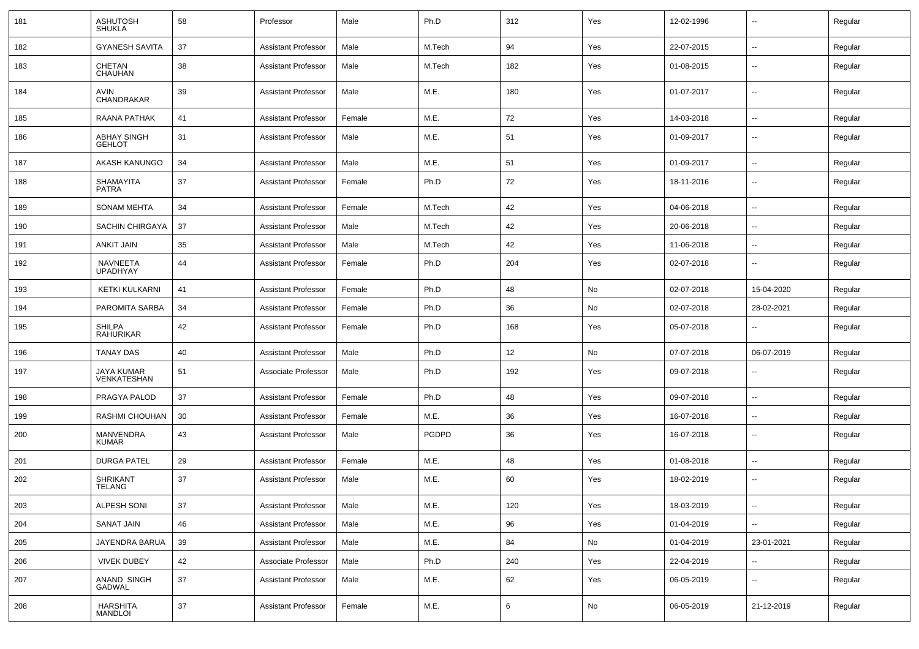| 181 | ASHUTOSH SHUKLA | 58 | Professor | Male | Ph.D | 312 | Yes | 12-02-1996 | -- | Regular |
|---|---|---|---|---|---|---|---|---|---|---|
| 182 | GYANESH SAVITA | 37 | Assistant Professor | Male | M.Tech | 94 | Yes | 22-07-2015 | -- | Regular |
| 183 | CHETAN CHAUHAN | 38 | Assistant Professor | Male | M.Tech | 182 | Yes | 01-08-2015 | -- | Regular |
| 184 | AVIN CHANDRAKAR | 39 | Assistant Professor | Male | M.E. | 180 | Yes | 01-07-2017 | -- | Regular |
| 185 | RAANA PATHAK | 41 | Assistant Professor | Female | M.E. | 72 | Yes | 14-03-2018 | -- | Regular |
| 186 | ABHAY SINGH GEHLOT | 31 | Assistant Professor | Male | M.E. | 51 | Yes | 01-09-2017 | -- | Regular |
| 187 | AKASH KANUNGO | 34 | Assistant Professor | Male | M.E. | 51 | Yes | 01-09-2017 | -- | Regular |
| 188 | SHAMAYITA PATRA | 37 | Assistant Professor | Female | Ph.D | 72 | Yes | 18-11-2016 | -- | Regular |
| 189 | SONAM MEHTA | 34 | Assistant Professor | Female | M.Tech | 42 | Yes | 04-06-2018 | -- | Regular |
| 190 | SACHIN CHIRGAYA | 37 | Assistant Professor | Male | M.Tech | 42 | Yes | 20-06-2018 | -- | Regular |
| 191 | ANKIT JAIN | 35 | Assistant Professor | Male | M.Tech | 42 | Yes | 11-06-2018 | -- | Regular |
| 192 | NAVNEETA UPADHYAY | 44 | Assistant Professor | Female | Ph.D | 204 | Yes | 02-07-2018 | -- | Regular |
| 193 | KETKI KULKARNI | 41 | Assistant Professor | Female | Ph.D | 48 | No | 02-07-2018 | 15-04-2020 | Regular |
| 194 | PAROMITA SARBA | 34 | Assistant Professor | Female | Ph.D | 36 | No | 02-07-2018 | 28-02-2021 | Regular |
| 195 | SHILPA RAHURIKAR | 42 | Assistant Professor | Female | Ph.D | 168 | Yes | 05-07-2018 | -- | Regular |
| 196 | TANAY DAS | 40 | Assistant Professor | Male | Ph.D | 12 | No | 07-07-2018 | 06-07-2019 | Regular |
| 197 | JAYA KUMAR VENKATESHAN | 51 | Associate Professor | Male | Ph.D | 192 | Yes | 09-07-2018 | -- | Regular |
| 198 | PRAGYA PALOD | 37 | Assistant Professor | Female | Ph.D | 48 | Yes | 09-07-2018 | -- | Regular |
| 199 | RASHMI CHOUHAN | 30 | Assistant Professor | Female | M.E. | 36 | Yes | 16-07-2018 | -- | Regular |
| 200 | MANVENDRA KUMAR | 43 | Assistant Professor | Male | PGDPD | 36 | Yes | 16-07-2018 | -- | Regular |
| 201 | DURGA PATEL | 29 | Assistant Professor | Female | M.E. | 48 | Yes | 01-08-2018 | -- | Regular |
| 202 | SHRIKANT TELANG | 37 | Assistant Professor | Male | M.E. | 60 | Yes | 18-02-2019 | -- | Regular |
| 203 | ALPESH SONI | 37 | Assistant Professor | Male | M.E. | 120 | Yes | 18-03-2019 | -- | Regular |
| 204 | SANAT JAIN | 46 | Assistant Professor | Male | M.E. | 96 | Yes | 01-04-2019 | -- | Regular |
| 205 | JAYENDRA BARUA | 39 | Assistant Professor | Male | M.E. | 84 | No | 01-04-2019 | 23-01-2021 | Regular |
| 206 | VIVEK DUBEY | 42 | Associate Professor | Male | Ph.D | 240 | Yes | 22-04-2019 | -- | Regular |
| 207 | ANAND SINGH GADWAL | 37 | Assistant Professor | Male | M.E. | 62 | Yes | 06-05-2019 | -- | Regular |
| 208 | HARSHITA MANDLOI | 37 | Assistant Professor | Female | M.E. | 6 | No | 06-05-2019 | 21-12-2019 | Regular |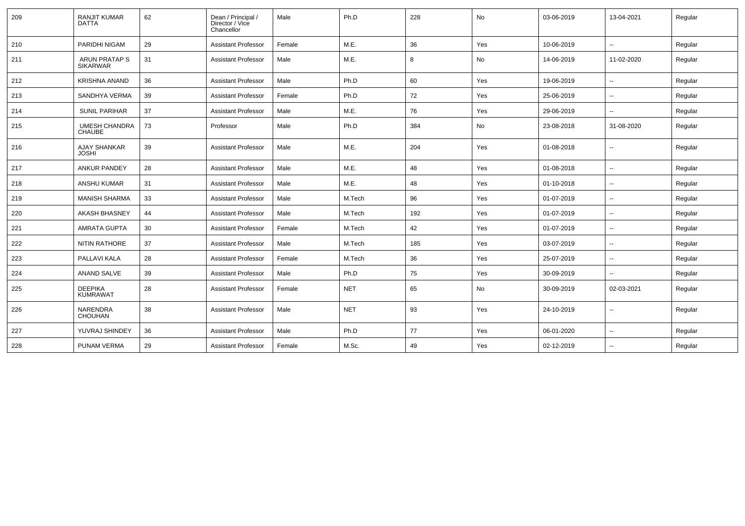| | | | | | | | | | | |
|---|---|---|---|---|---|---|---|---|---|---|
| 209 | RANJIT KUMAR DATTA | 62 | Dean / Principal / Director / Vice Chancellor | Male | Ph.D | 228 | No | 03-06-2019 | 13-04-2021 | Regular |
| 210 | PARIDHI NIGAM | 29 | Assistant Professor | Female | M.E. | 36 | Yes | 10-06-2019 | -- | Regular |
| 211 | ARUN PRATAP S SIKARWAR | 31 | Assistant Professor | Male | M.E. | 8 | No | 14-06-2019 | 11-02-2020 | Regular |
| 212 | KRISHNA ANAND | 36 | Assistant Professor | Male | Ph.D | 60 | Yes | 19-06-2019 | -- | Regular |
| 213 | SANDHYA VERMA | 39 | Assistant Professor | Female | Ph.D | 72 | Yes | 25-06-2019 | -- | Regular |
| 214 | SUNIL PARIHAR | 37 | Assistant Professor | Male | M.E. | 76 | Yes | 29-06-2019 | -- | Regular |
| 215 | UMESH CHANDRA CHAUBE | 73 | Professor | Male | Ph.D | 384 | No | 23-08-2018 | 31-08-2020 | Regular |
| 216 | AJAY SHANKAR JOSHI | 39 | Assistant Professor | Male | M.E. | 204 | Yes | 01-08-2018 | -- | Regular |
| 217 | ANKUR PANDEY | 28 | Assistant Professor | Male | M.E. | 48 | Yes | 01-08-2018 | -- | Regular |
| 218 | ANSHU KUMAR | 31 | Assistant Professor | Male | M.E. | 48 | Yes | 01-10-2018 | -- | Regular |
| 219 | MANISH SHARMA | 33 | Assistant Professor | Male | M.Tech | 96 | Yes | 01-07-2019 | -- | Regular |
| 220 | AKASH BHASNEY | 44 | Assistant Professor | Male | M.Tech | 192 | Yes | 01-07-2019 | -- | Regular |
| 221 | AMRATA GUPTA | 30 | Assistant Professor | Female | M.Tech | 42 | Yes | 01-07-2019 | -- | Regular |
| 222 | NITIN RATHORE | 37 | Assistant Professor | Male | M.Tech | 185 | Yes | 03-07-2019 | -- | Regular |
| 223 | PALLAVI KALA | 28 | Assistant Professor | Female | M.Tech | 36 | Yes | 25-07-2019 | -- | Regular |
| 224 | ANAND SALVE | 39 | Assistant Professor | Male | Ph.D | 75 | Yes | 30-09-2019 | -- | Regular |
| 225 | DEEPIKA KUMRAWAT | 28 | Assistant Professor | Female | NET | 65 | No | 30-09-2019 | 02-03-2021 | Regular |
| 226 | NARENDRA CHOUHAN | 38 | Assistant Professor | Male | NET | 93 | Yes | 24-10-2019 | -- | Regular |
| 227 | YUVRAJ SHINDEY | 36 | Assistant Professor | Male | Ph.D | 77 | Yes | 06-01-2020 | -- | Regular |
| 228 | PUNAM VERMA | 29 | Assistant Professor | Female | M.Sc. | 49 | Yes | 02-12-2019 | -- | Regular |